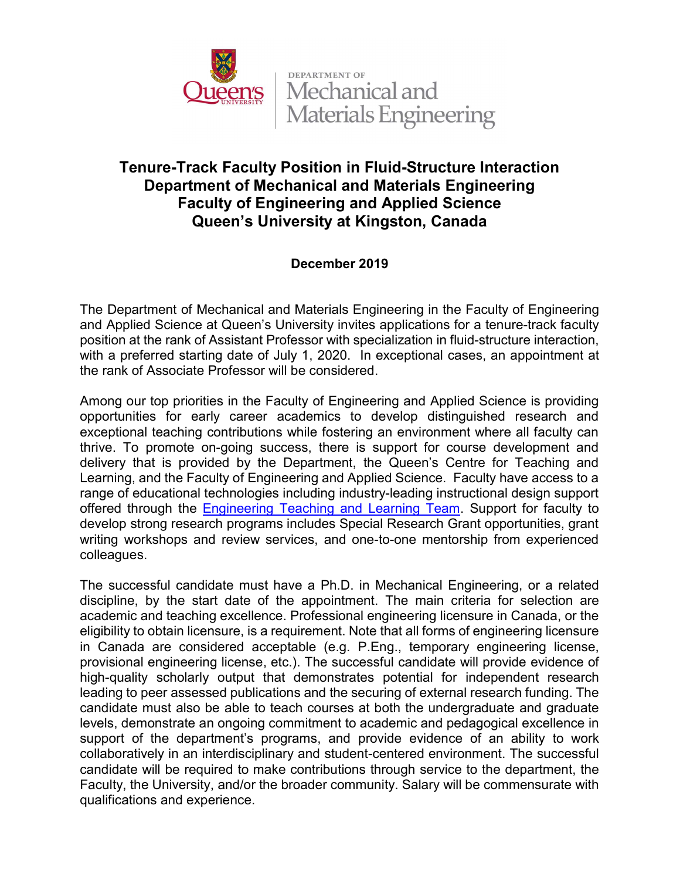# Tenure-Track Faculty Position in Fluid-Structure Interaction
## Department of Mechanical and Materials Engineering
## Faculty of Engineering and Applied Science
## Queen's University at Kingston, Canada

**December 2019**

The Department of Mechanical and Materials Engineering in the Faculty of Engineering and Applied Science at Queen's University invites applications for a tenure-track faculty position at the rank of Assistant Professor with specialization in fluid-structure interaction, with a preferred starting date of July 1, 2020. In exceptional cases, an appointment at the rank of Associate Professor will be considered.

Among our top priorities in the Faculty of Engineering and Applied Science is providing opportunities for early career academics to develop distinguished research and exceptional teaching contributions while fostering an environment where all faculty can thrive. To promote on-going success, there is support for course development and delivery that is provided by the Department, the Queen's Centre for Teaching and Learning, and the Faculty of Engineering and Applied Science. Faculty have access to a range of educational technologies including industry-leading instructional design support offered through the Engineering Teaching and Learning Team. Support for faculty to develop strong research programs includes Special Research Grant opportunities, grant writing workshops and review services, and one-to-one mentorship from experienced colleagues.

The successful candidate must have a Ph.D. in Mechanical Engineering, or a related discipline, by the start date of the appointment. The main criteria for selection are academic and teaching excellence. Professional engineering licensure in Canada, or the eligibility to obtain licensure, is a requirement. Note that all forms of engineering licensure in Canada are considered acceptable (e.g. P.Eng., temporary engineering license, provisional engineering license, etc.). The successful candidate will provide evidence of high-quality scholarly output that demonstrates potential for independent research leading to peer assessed publications and the securing of external research funding. The candidate must also be able to teach courses at both the undergraduate and graduate levels, demonstrate an ongoing commitment to academic and pedagogical excellence in support of the department's programs, and provide evidence of an ability to work collaboratively in an interdisciplinary and student-centered environment. The successful candidate will be required to make contributions through service to the department, the Faculty, the University, and/or the broader community. Salary will be commensurate with qualifications and experience.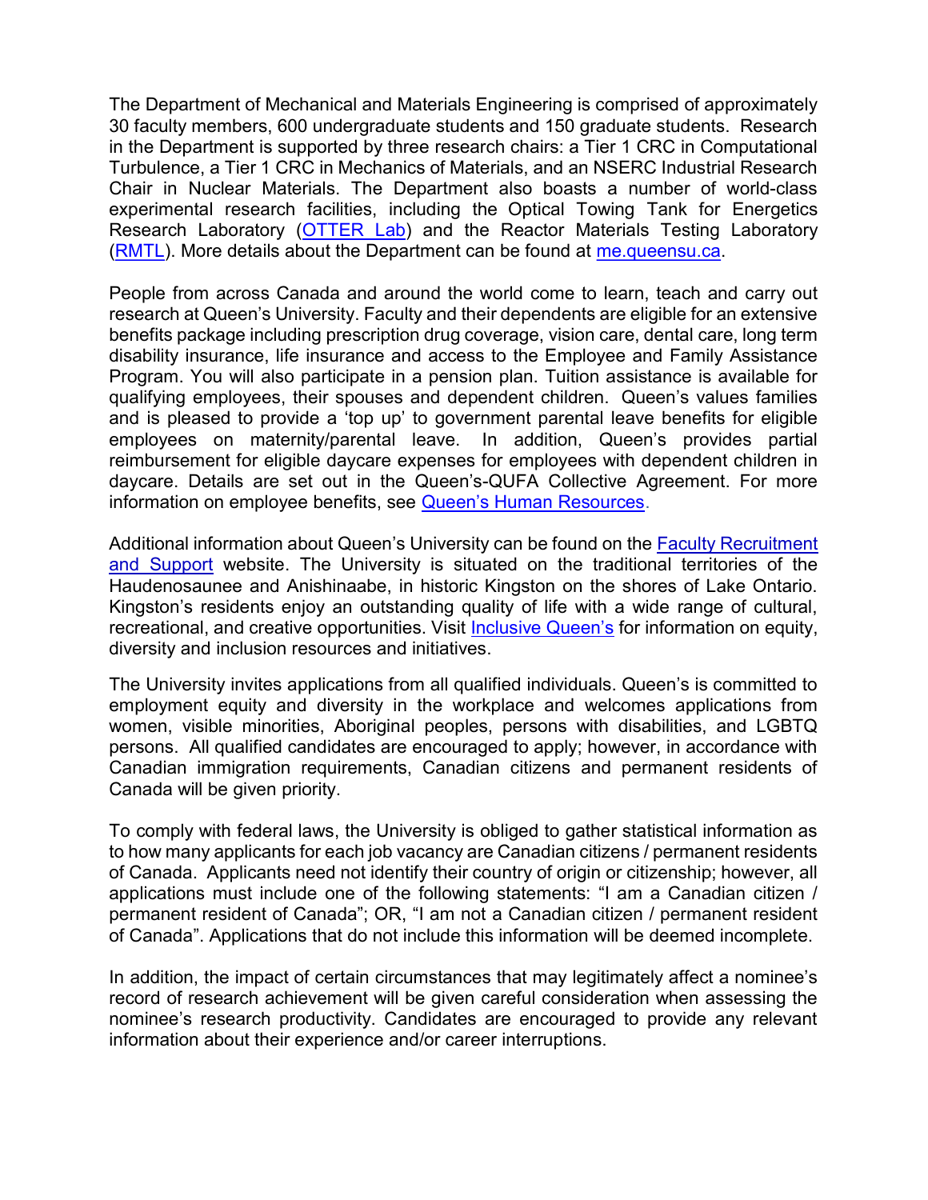The Department of Mechanical and Materials Engineering is comprised of approximately 30 faculty members, 600 undergraduate students and 150 graduate students. Research in the Department is supported by three research chairs: a Tier 1 CRC in Computational Turbulence, a Tier 1 CRC in Mechanics of Materials, and an NSERC Industrial Research Chair in Nuclear Materials. The Department also boasts a number of world-class experimental research facilities, including the Optical Towing Tank for Energetics Research Laboratory (OTTER Lab) and the Reactor Materials Testing Laboratory (RMTL). More details about the Department can be found at me.queensu.ca.

People from across Canada and around the world come to learn, teach and carry out research at Queen's University. Faculty and their dependents are eligible for an extensive benefits package including prescription drug coverage, vision care, dental care, long term disability insurance, life insurance and access to the Employee and Family Assistance Program. You will also participate in a pension plan. Tuition assistance is available for qualifying employees, their spouses and dependent children. Queen's values families and is pleased to provide a 'top up' to government parental leave benefits for eligible employees on maternity/parental leave. In addition, Queen's provides partial reimbursement for eligible daycare expenses for employees with dependent children in daycare. Details are set out in the Queen's-QUFA Collective Agreement. For more information on employee benefits, see Queen's Human Resources.

Additional information about Queen's University can be found on the Faculty Recruitment and Support website. The University is situated on the traditional territories of the Haudenosaunee and Anishinaabe, in historic Kingston on the shores of Lake Ontario. Kingston's residents enjoy an outstanding quality of life with a wide range of cultural, recreational, and creative opportunities. Visit Inclusive Queen's for information on equity, diversity and inclusion resources and initiatives.

The University invites applications from all qualified individuals. Queen's is committed to employment equity and diversity in the workplace and welcomes applications from women, visible minorities, Aboriginal peoples, persons with disabilities, and LGBTQ persons. All qualified candidates are encouraged to apply; however, in accordance with Canadian immigration requirements, Canadian citizens and permanent residents of Canada will be given priority.

To comply with federal laws, the University is obliged to gather statistical information as to how many applicants for each job vacancy are Canadian citizens / permanent residents of Canada. Applicants need not identify their country of origin or citizenship; however, all applications must include one of the following statements: "I am a Canadian citizen / permanent resident of Canada"; OR, "I am not a Canadian citizen / permanent resident of Canada". Applications that do not include this information will be deemed incomplete.

In addition, the impact of certain circumstances that may legitimately affect a nominee's record of research achievement will be given careful consideration when assessing the nominee's research productivity. Candidates are encouraged to provide any relevant information about their experience and/or career interruptions.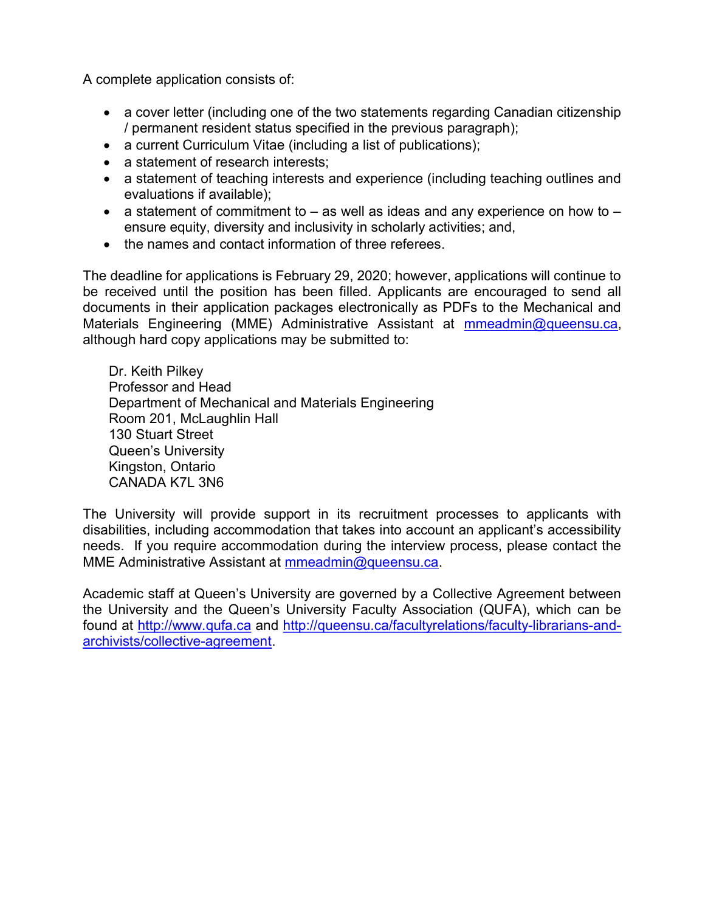A complete application consists of:

- a cover letter (including one of the two statements regarding Canadian citizenship / permanent resident status specified in the previous paragraph);
- a current Curriculum Vitae (including a list of publications);
- a statement of research interests;
- a statement of teaching interests and experience (including teaching outlines and evaluations if available);
- a statement of commitment to – as well as ideas and any experience on how to – ensure equity, diversity and inclusivity in scholarly activities; and,
- the names and contact information of three referees.

The deadline for applications is February 29, 2020; however, applications will continue to be received until the position has been filled. Applicants are encouraged to send all documents in their application packages electronically as PDFs to the Mechanical and Materials Engineering (MME) Administrative Assistant at mmeadmin@queensu.ca, although hard copy applications may be submitted to:

Dr. Keith Pilkey  
Professor and Head  
Department of Mechanical and Materials Engineering  
Room 201, McLaughlin Hall  
130 Stuart Street  
Queen's University  
Kingston, Ontario  
CANADA K7L 3N6

The University will provide support in its recruitment processes to applicants with disabilities, including accommodation that takes into account an applicant's accessibility needs. If you require accommodation during the interview process, please contact the MME Administrative Assistant at mmeadmin@queensu.ca.

Academic staff at Queen's University are governed by a Collective Agreement between the University and the Queen's University Faculty Association (QUFA), which can be found at http://www.qufa.ca and http://queensu.ca/facultyrelations/faculty-librarians-and-archivists/collective-agreement.